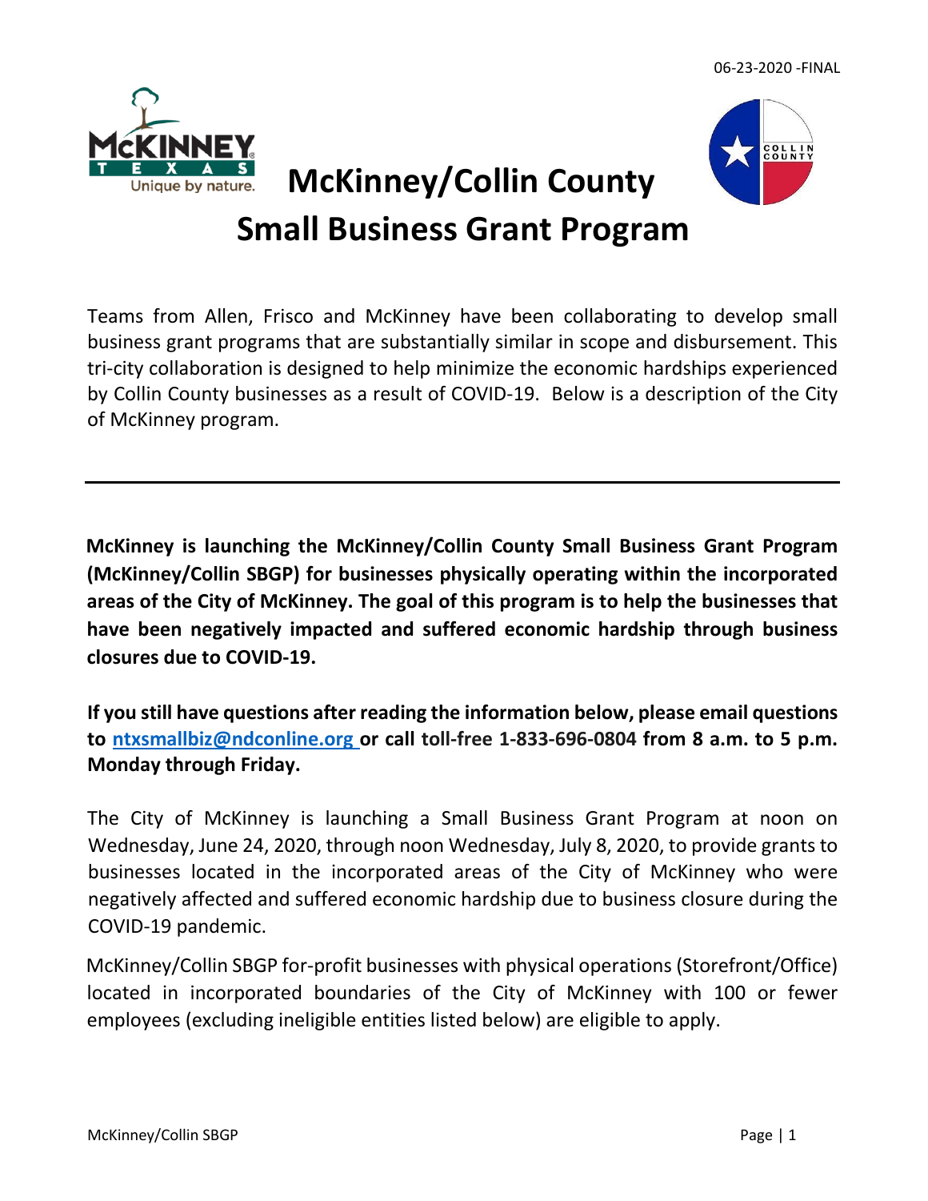06-23-2020 -FINAL

# McKinney/Collin County Small Business Grant Program

Teams from Allen, Frisco and McKinney have been collaborating to develop small business grant programs that are substantially similar in scope and disbursement. This tri-city collaboration is designed to help minimize the economic hardships experienced by Collin County businesses as a result of COVID-19. Below is a description of the City of McKinney program.

---

**McKinney is launching the McKinney/Collin County Small Business Grant Program (McKinney/Collin SBGP) for businesses physically operating within the incorporated areas of the City of McKinney. The goal of this program is to help the businesses that have been negatively impacted and suffered economic hardship through business closures due to COVID-19.**

**If you still have questions after reading the information below, please email questions to [ntxsmallbiz@ndconline.org](mailto:ntxsmallbiz@ndconline.org) or call toll-free 1-833-696-0804 from 8 a.m. to 5 p.m. Monday through Friday.**

The City of McKinney is launching a Small Business Grant Program at noon on Wednesday, June 24, 2020, through noon Wednesday, July 8, 2020, to provide grants to businesses located in the incorporated areas of the City of McKinney who were negatively affected and suffered economic hardship due to business closure during the COVID-19 pandemic.

McKinney/Collin SBGP for-profit businesses with physical operations (Storefront/Office) located in incorporated boundaries of the City of McKinney with 100 or fewer employees (excluding ineligible entities listed below) are eligible to apply.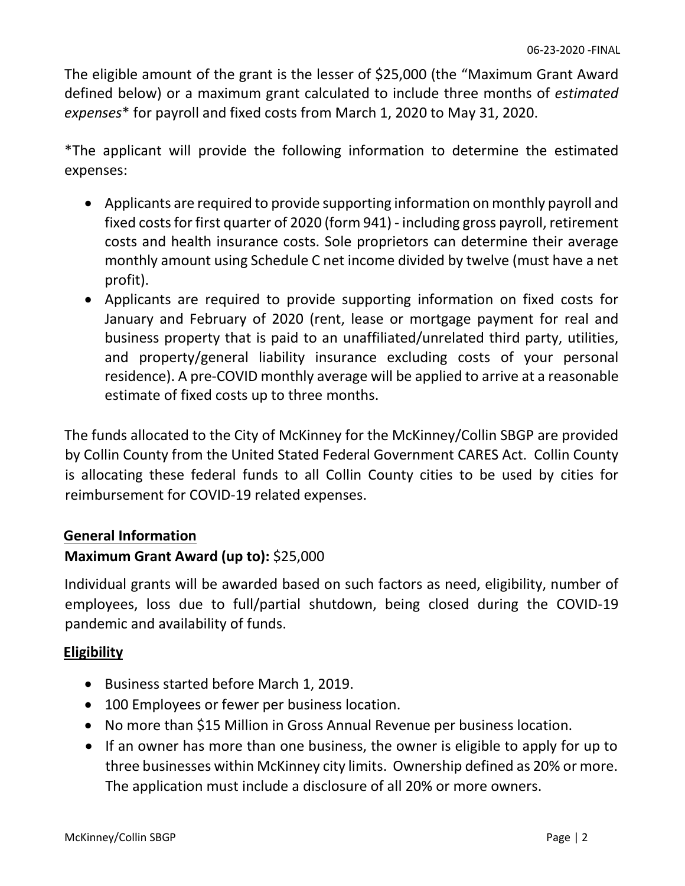The eligible amount of the grant is the lesser of $25,000 (the "Maximum Grant Award defined below) or a maximum grant calculated to include three months of *estimated expenses** for payroll and fixed costs from March 1, 2020 to May 31, 2020.

*The applicant will provide the following information to determine the estimated expenses:

- Applicants are required to provide supporting information on monthly payroll and fixed costs for first quarter of 2020 (form 941) - including gross payroll, retirement costs and health insurance costs. Sole proprietors can determine their average monthly amount using Schedule C net income divided by twelve (must have a net profit).
- Applicants are required to provide supporting information on fixed costs for January and February of 2020 (rent, lease or mortgage payment for real and business property that is paid to an unaffiliated/unrelated third party, utilities, and property/general liability insurance excluding costs of your personal residence). A pre-COVID monthly average will be applied to arrive at a reasonable estimate of fixed costs up to three months.

The funds allocated to the City of McKinney for the McKinney/Collin SBGP are provided by Collin County from the United Stated Federal Government CARES Act. Collin County is allocating these federal funds to all Collin County cities to be used by cities for reimbursement for COVID-19 related expenses.

## General Information

**Maximum Grant Award (up to):** $25,000

Individual grants will be awarded based on such factors as need, eligibility, number of employees, loss due to full/partial shutdown, being closed during the COVID-19 pandemic and availability of funds.

## Eligibility

- Business started before March 1, 2019.
- 100 Employees or fewer per business location.
- No more than $15 Million in Gross Annual Revenue per business location.
- If an owner has more than one business, the owner is eligible to apply for up to three businesses within McKinney city limits. Ownership defined as 20% or more. The application must include a disclosure of all 20% or more owners.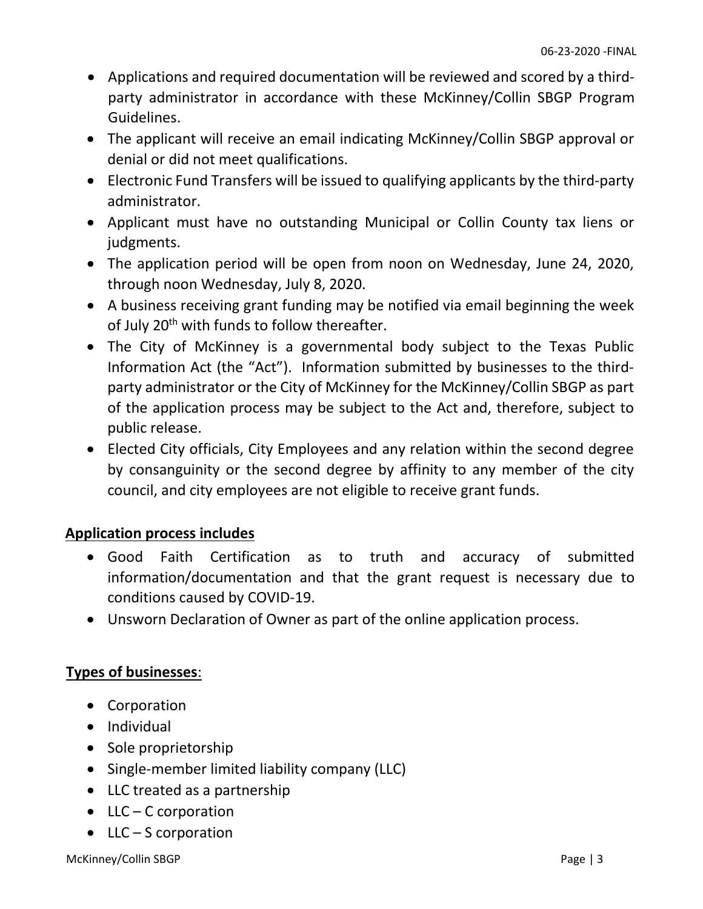- Applications and required documentation will be reviewed and scored by a third-party administrator in accordance with these McKinney/Collin SBGP Program Guidelines.
- The applicant will receive an email indicating McKinney/Collin SBGP approval or denial or did not meet qualifications.
- Electronic Fund Transfers will be issued to qualifying applicants by the third-party administrator.
- Applicant must have no outstanding Municipal or Collin County tax liens or judgments.
- The application period will be open from noon on Wednesday, June 24, 2020, through noon Wednesday, July 8, 2020.
- A business receiving grant funding may be notified via email beginning the week of July 20th with funds to follow thereafter.
- The City of McKinney is a governmental body subject to the Texas Public Information Act (the "Act"). Information submitted by businesses to the third-party administrator or the City of McKinney for the McKinney/Collin SBGP as part of the application process may be subject to the Act and, therefore, subject to public release.
- Elected City officials, City Employees and any relation within the second degree by consanguinity or the second degree by affinity to any member of the city council, and city employees are not eligible to receive grant funds.

**Application process includes**

- Good Faith Certification as to truth and accuracy of submitted information/documentation and that the grant request is necessary due to conditions caused by COVID-19.
- Unsworn Declaration of Owner as part of the online application process.

**Types of businesses**:

- Corporation
- Individual
- Sole proprietorship
- Single-member limited liability company (LLC)
- LLC treated as a partnership
- LLC – C corporation
- LLC – S corporation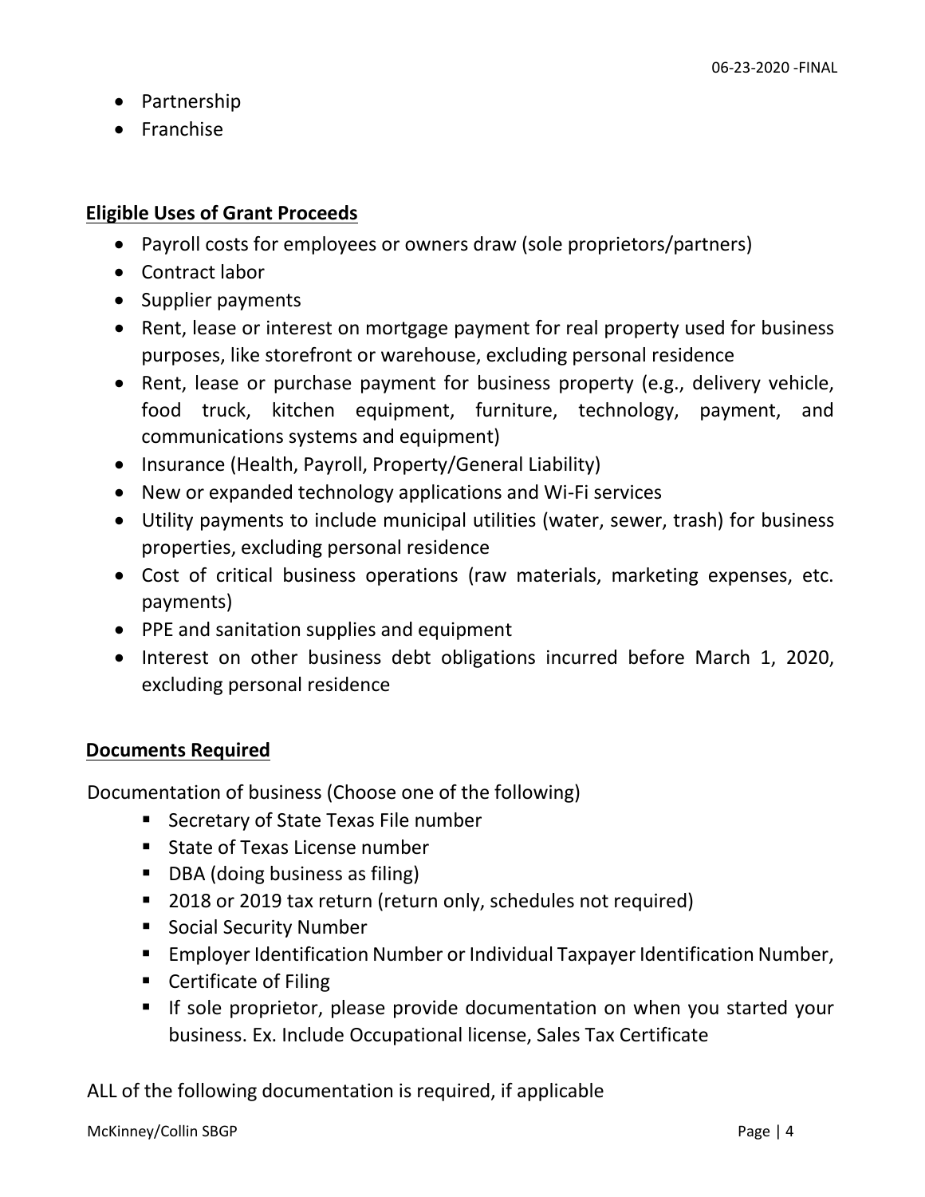- Partnership
- Franchise

## Eligible Uses of Grant Proceeds

- Payroll costs for employees or owners draw (sole proprietors/partners)
- Contract labor
- Supplier payments
- Rent, lease or interest on mortgage payment for real property used for business purposes, like storefront or warehouse, excluding personal residence
- Rent, lease or purchase payment for business property (e.g., delivery vehicle, food truck, kitchen equipment, furniture, technology, payment, and communications systems and equipment)
- Insurance (Health, Payroll, Property/General Liability)
- New or expanded technology applications and Wi-Fi services
- Utility payments to include municipal utilities (water, sewer, trash) for business properties, excluding personal residence
- Cost of critical business operations (raw materials, marketing expenses, etc. payments)
- PPE and sanitation supplies and equipment
- Interest on other business debt obligations incurred before March 1, 2020, excluding personal residence

## Documents Required

Documentation of business (Choose one of the following)

- Secretary of State Texas File number
- State of Texas License number
- DBA (doing business as filing)
- 2018 or 2019 tax return (return only, schedules not required)
- Social Security Number
- Employer Identification Number or Individual Taxpayer Identification Number,
- Certificate of Filing
- If sole proprietor, please provide documentation on when you started your business. Ex. Include Occupational license, Sales Tax Certificate

ALL of the following documentation is required, if applicable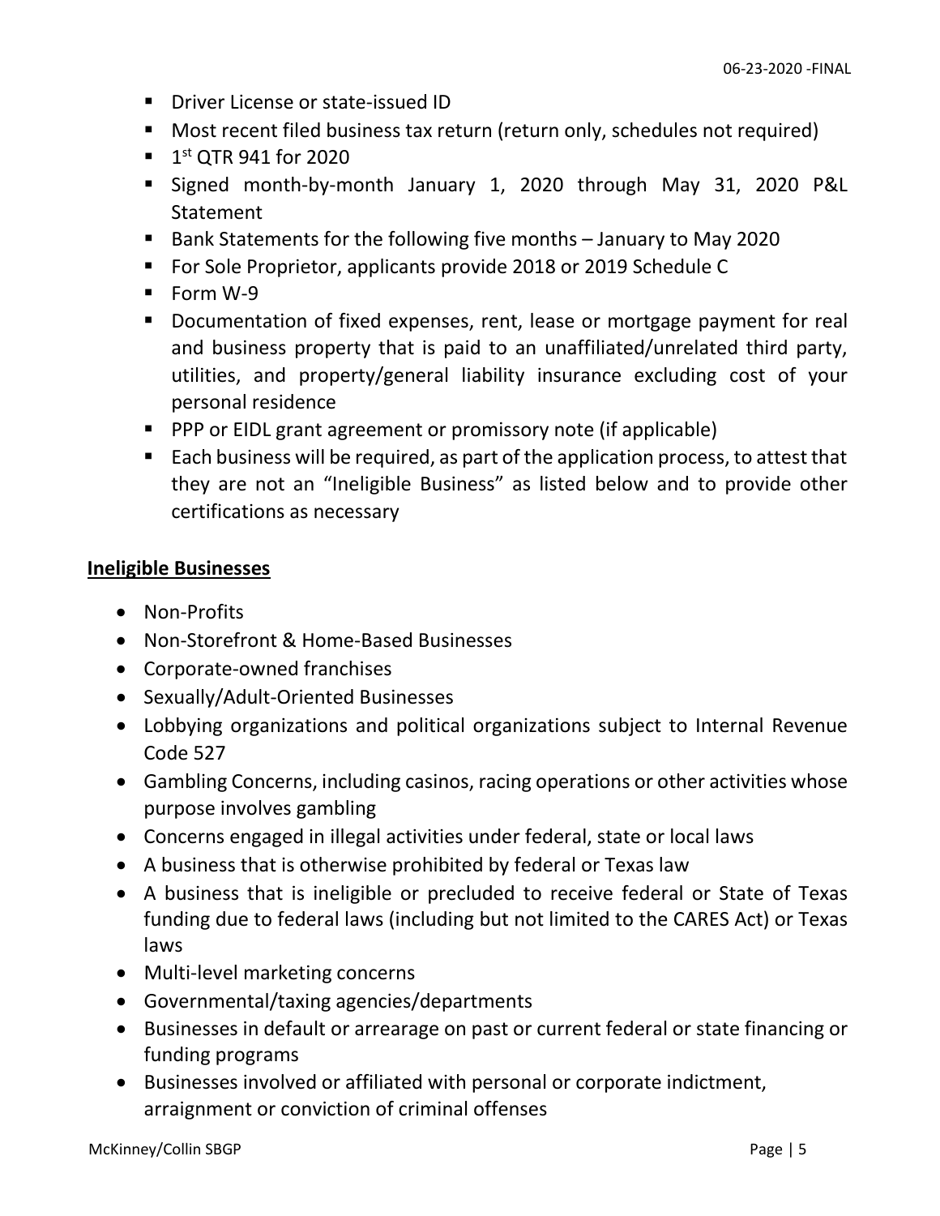- Driver License or state-issued ID
- Most recent filed business tax return (return only, schedules not required)
- 1st QTR 941 for 2020
- Signed month-by-month January 1, 2020 through May 31, 2020 P&L Statement
- Bank Statements for the following five months – January to May 2020
- For Sole Proprietor, applicants provide 2018 or 2019 Schedule C
- Form W-9
- Documentation of fixed expenses, rent, lease or mortgage payment for real and business property that is paid to an unaffiliated/unrelated third party, utilities, and property/general liability insurance excluding cost of your personal residence
- PPP or EIDL grant agreement or promissory note (if applicable)
- Each business will be required, as part of the application process, to attest that they are not an "Ineligible Business" as listed below and to provide other certifications as necessary

**Ineligible Businesses**

- Non-Profits
- Non-Storefront & Home-Based Businesses
- Corporate-owned franchises
- Sexually/Adult-Oriented Businesses
- Lobbying organizations and political organizations subject to Internal Revenue Code 527
- Gambling Concerns, including casinos, racing operations or other activities whose purpose involves gambling
- Concerns engaged in illegal activities under federal, state or local laws
- A business that is otherwise prohibited by federal or Texas law
- A business that is ineligible or precluded to receive federal or State of Texas funding due to federal laws (including but not limited to the CARES Act) or Texas laws
- Multi-level marketing concerns
- Governmental/taxing agencies/departments
- Businesses in default or arrearage on past or current federal or state financing or funding programs
- Businesses involved or affiliated with personal or corporate indictment, arraignment or conviction of criminal offenses